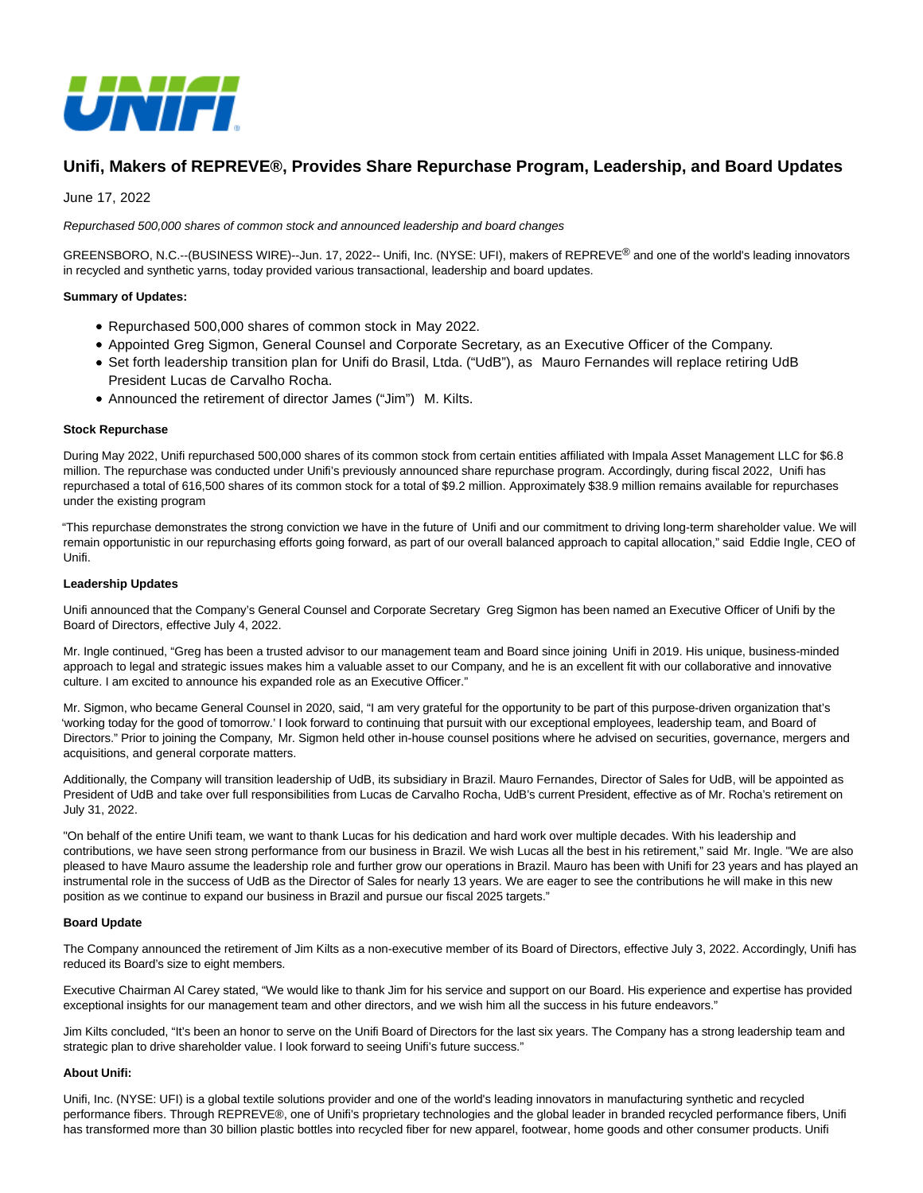# Unifi, Makers of REPREVE®, Provides Share Repurchase Program, Leadership, and Board Updates

June 17, 2022

*Repurchased 500,000 shares of common stock and announced leadership and board changes*

GREENSBORO, N.C.--(BUSINESS WIRE)--Jun. 17, 2022-- Unifi, Inc. (NYSE: UFI), makers of REPREVE® and one of the world's leading innovators in recycled and synthetic yarns, today provided various transactional, leadership and board updates.

**Summary of Updates:**

- Repurchased 500,000 shares of common stock in May 2022.
- Appointed Greg Sigmon, General Counsel and Corporate Secretary, as an Executive Officer of the Company.
- Set forth leadership transition plan for Unifi do Brasil, Ltda. ("UdB"), as Mauro Fernandes will replace retiring UdB President Lucas de Carvalho Rocha.
- Announced the retirement of director James ("Jim") M. Kilts.

**Stock Repurchase**

During May 2022, Unifi repurchased 500,000 shares of its common stock from certain entities affiliated with Impala Asset Management LLC for $6.8 million. The repurchase was conducted under Unifi's previously announced share repurchase program. Accordingly, during fiscal 2022, Unifi has repurchased a total of 616,500 shares of its common stock for a total of $9.2 million. Approximately $38.9 million remains available for repurchases under the existing program

"This repurchase demonstrates the strong conviction we have in the future of Unifi and our commitment to driving long-term shareholder value. We will remain opportunistic in our repurchasing efforts going forward, as part of our overall balanced approach to capital allocation," said Eddie Ingle, CEO of Unifi.

**Leadership Updates**

Unifi announced that the Company's General Counsel and Corporate Secretary Greg Sigmon has been named an Executive Officer of Unifi by the Board of Directors, effective July 4, 2022.

Mr. Ingle continued, "Greg has been a trusted advisor to our management team and Board since joining Unifi in 2019. His unique, business-minded approach to legal and strategic issues makes him a valuable asset to our Company, and he is an excellent fit with our collaborative and innovative culture. I am excited to announce his expanded role as an Executive Officer."

Mr. Sigmon, who became General Counsel in 2020, said, "I am very grateful for the opportunity to be part of this purpose-driven organization that's 'working today for the good of tomorrow.' I look forward to continuing that pursuit with our exceptional employees, leadership team, and Board of Directors." Prior to joining the Company, Mr. Sigmon held other in-house counsel positions where he advised on securities, governance, mergers and acquisitions, and general corporate matters.

Additionally, the Company will transition leadership of UdB, its subsidiary in Brazil. Mauro Fernandes, Director of Sales for UdB, will be appointed as President of UdB and take over full responsibilities from Lucas de Carvalho Rocha, UdB's current President, effective as of Mr. Rocha's retirement on July 31, 2022.

"On behalf of the entire Unifi team, we want to thank Lucas for his dedication and hard work over multiple decades. With his leadership and contributions, we have seen strong performance from our business in Brazil. We wish Lucas all the best in his retirement," said Mr. Ingle. "We are also pleased to have Mauro assume the leadership role and further grow our operations in Brazil. Mauro has been with Unifi for 23 years and has played an instrumental role in the success of UdB as the Director of Sales for nearly 13 years. We are eager to see the contributions he will make in this new position as we continue to expand our business in Brazil and pursue our fiscal 2025 targets."

**Board Update**

The Company announced the retirement of Jim Kilts as a non-executive member of its Board of Directors, effective July 3, 2022. Accordingly, Unifi has reduced its Board's size to eight members.

Executive Chairman Al Carey stated, "We would like to thank Jim for his service and support on our Board. His experience and expertise has provided exceptional insights for our management team and other directors, and we wish him all the success in his future endeavors."

Jim Kilts concluded, "It's been an honor to serve on the Unifi Board of Directors for the last six years. The Company has a strong leadership team and strategic plan to drive shareholder value. I look forward to seeing Unifi's future success."

**About Unifi:**

Unifi, Inc. (NYSE: UFI) is a global textile solutions provider and one of the world's leading innovators in manufacturing synthetic and recycled performance fibers. Through REPREVE®, one of Unifi's proprietary technologies and the global leader in branded recycled performance fibers, Unifi has transformed more than 30 billion plastic bottles into recycled fiber for new apparel, footwear, home goods and other consumer products. Unifi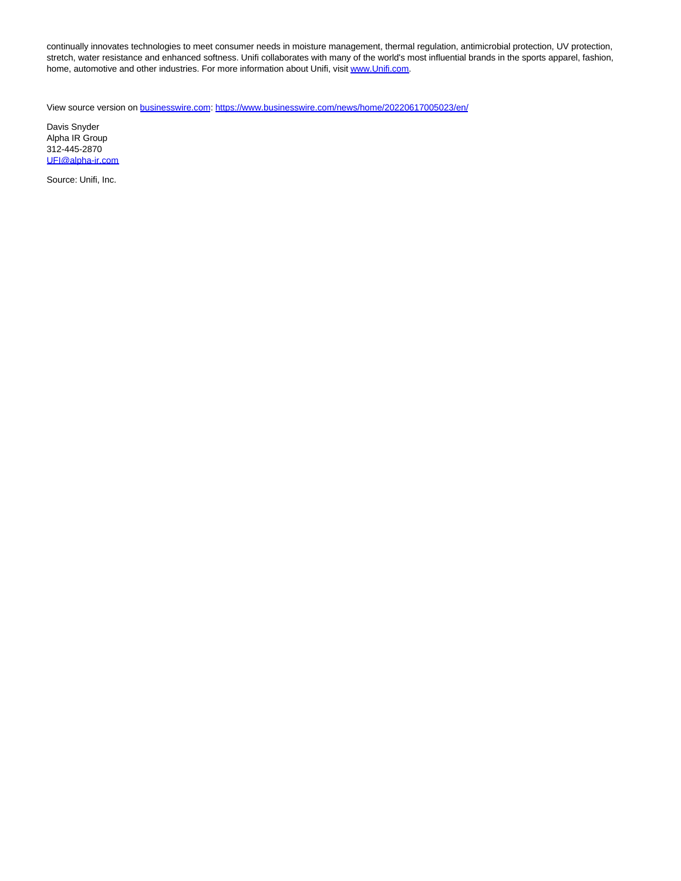continually innovates technologies to meet consumer needs in moisture management, thermal regulation, antimicrobial protection, UV protection, stretch, water resistance and enhanced softness. Unifi collaborates with many of the world's most influential brands in the sports apparel, fashion, home, automotive and other industries. For more information about Unifi, visit www.Unifi.com.

View source version on businesswire.com: https://www.businesswire.com/news/home/20220617005023/en/

Davis Snyder
Alpha IR Group
312-445-2870
UFI@alpha-ir.com

Source: Unifi, Inc.